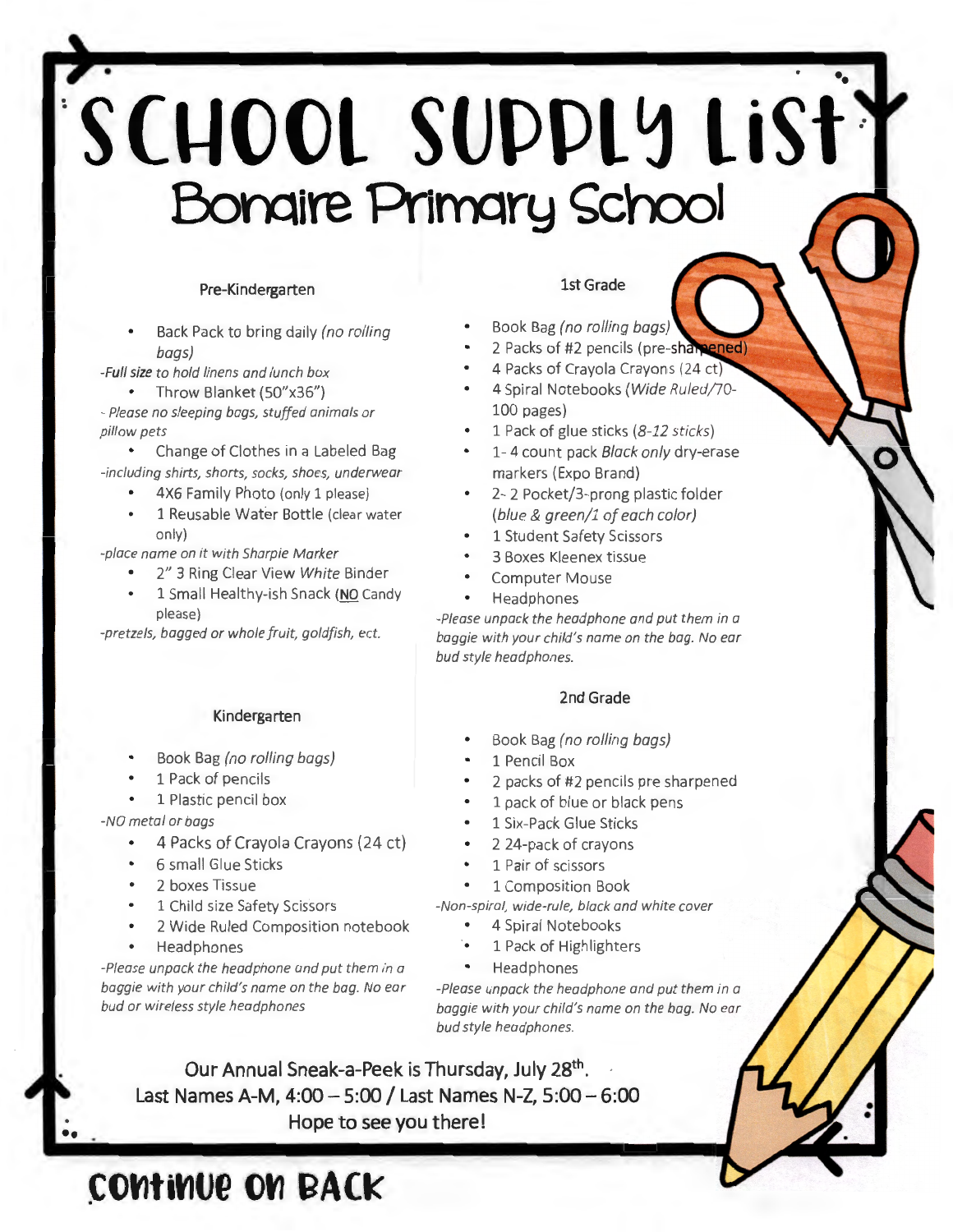# SCHOOL SUPPLY LIST

## Bonaire Primary School

### Pre-Kindergarten

- Back Pack to bring daily *(no rolling bags)*

*-Full size to hold linens and lunch box*

- Throw Blanket (50"x36")

*- Please no sleeping bags, stuffed animals or pillow pets*

- Change of Clothes in a Labeled Bag

*-including shirts, shorts, socks, shoes, underwear*

- 4X6 Family Photo (only 1 please)
- 1 Reusable Water Bottle (clear water only)

*-place name on it with Sharpie Marker*

- 2" 3 Ring Clear View *White* Binder
- 1 Small Healthy-ish Snack (NO Candy please)

*-pretzels, bagged or whole fruit, goldfish, ect.*

### Kindergarten

- Book Bag *(no rolling bags)*
- 1 Pack of pencils
- 1 Plastic pencil box

*-NO metal or bags*

- 4 Packs of Crayola Crayons (24 ct)
- 6 small Glue Sticks
- 2 boxes Tissue
- 1 Child size Safety Scissors
- 2 Wide Ruled Composition notebook
- Headphones

*-Please unpack the headphone and put them in a baggie with your child's name on the bag. No ear bud or wireless style headphones*

### 1st Grade

- Book Bag *(no rolling bags)*
- 2 Packs of #2 pencils (pre-sharpened)
- 4 Packs of Crayola Crayons (24 ct)
- 4 Spiral Notebooks *(Wide Ruled/70-100 pages)*
- 1 Pack of glue sticks *(8-12 sticks)*
- 1- 4 count pack *Black only* dry-erase markers (Expo Brand)
- 2- 2 Pocket/3-prong plastic folder *(blue & green/1 of each color)*
- 1 Student Safety Scissors
- 3 Boxes Kleenex tissue
- Computer Mouse
- Headphones

*-Please unpack the headphone and put them in a baggie with your child's name on the bag. No ear bud style headphones.*

### 2nd Grade

- Book Bag *(no rolling bags)*
- 1 Pencil Box
- 2 packs of #2 pencils pre sharpened
- 1 pack of blue or black pens
- 1 Six-Pack Glue Sticks
- 2 24-pack of crayons
- 1 Pair of scissors
- 1 Composition Book

*-Non-spiral, wide-rule, black and white cover*

- 4 Spiral Notebooks
- 1 Pack of Highlighters
- Headphones

*-Please unpack the headphone and put them in a baggie with your child's name on the bag. No ear bud style headphones.*

**Our Annual Sneak-a-Peek is Thursday, July 28th.**
**Last Names A-M, 4:00 – 5:00 / Last Names N-Z, 5:00 – 6:00**
**Hope to see you there!**

**CONTINUE ON BACK**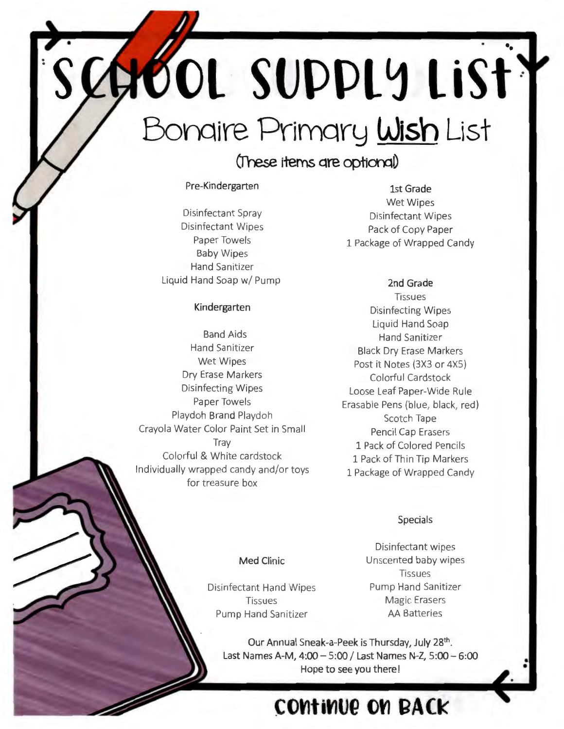# SCHOOL SUPPLY LIST

## Bonaire Primary **Wish** List

(These items are optional)

### Pre-Kindergarten

Disinfectant Spray
Disinfectant Wipes
Paper Towels
Baby Wipes
Hand Sanitizer
Liquid Hand Soap w/ Pump

### Kindergarten

Band Aids
Hand Sanitizer
Wet Wipes
Dry Erase Markers
Disinfecting Wipes
Paper Towels
Playdoh Brand Playdoh
Crayola Water Color Paint Set in Small Tray
Colorful & White cardstock
Individually wrapped candy and/or toys for treasure box

### 1st Grade

Wet Wipes
Disinfectant Wipes
Pack of Copy Paper
1 Package of Wrapped Candy

### 2nd Grade

Tissues
Disinfecting Wipes
Liquid Hand Soap
Hand Sanitizer
Black Dry Erase Markers
Post it Notes (3X3 or 4X5)
Colorful Cardstock
Loose Leaf Paper-Wide Rule
Erasable Pens (blue, black, red)
Scotch Tape
Pencil Cap Erasers
1 Pack of Colored Pencils
1 Pack of Thin Tip Markers
1 Package of Wrapped Candy

### Med Clinic

Disinfectant Hand Wipes
Tissues
Pump Hand Sanitizer

### Specials

Disinfectant wipes
Unscented baby wipes
Tissues
Pump Hand Sanitizer
Magic Erasers
AA Batteries

Our Annual Sneak-a-Peek is Thursday, July 28th.
Last Names A-M, 4:00 – 5:00 / Last Names N-Z, 5:00 – 6:00
Hope to see you there!

**CONTINUE ON BACK**